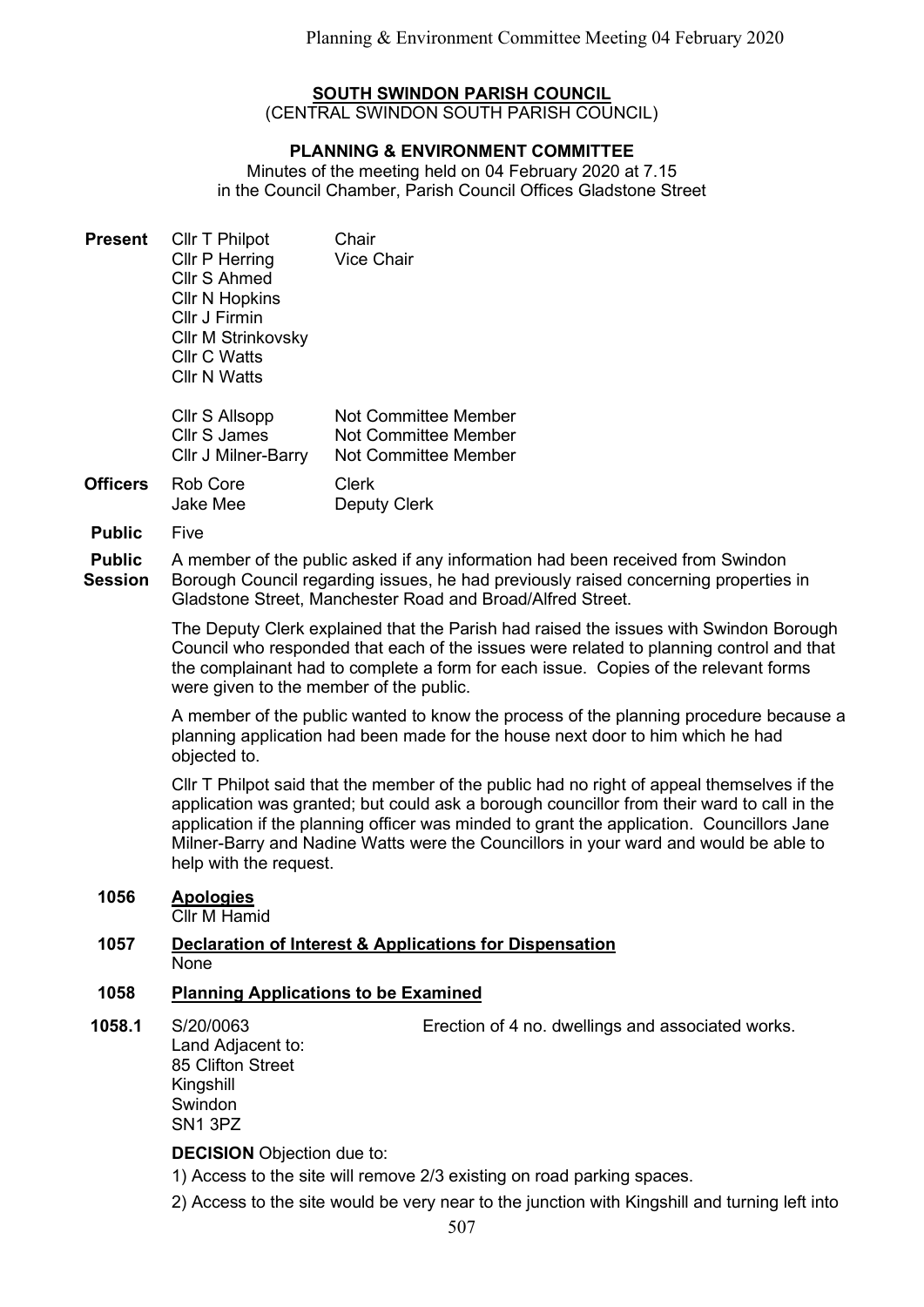**SOUTH SWINDON PARISH COUNCIL**
(CENTRAL SWINDON SOUTH PARISH COUNCIL)

**PLANNING & ENVIRONMENT COMMITTEE**

Minutes of the meeting held on 04 February 2020 at 7.15 in the Council Chamber, Parish Council Offices Gladstone Street

**Present**

| | |
|---|---|
| Cllr T Philpot | Chair |
| Cllr P Herring | Vice Chair |
| Cllr S Ahmed | |
| Cllr N Hopkins | |
| Cllr J Firmin | |
| Cllr M Strinkovsky | |
| Cllr C Watts | |
| Cllr N Watts | |
| Cllr S Allsopp | Not Committee Member |
| Cllr S James | Not Committee Member |
| Cllr J Milner-Barry | Not Committee Member |

**Officers**

| | |
|---|---|
| Rob Core | Clerk |
| Jake Mee | Deputy Clerk |

**Public** Five

**Public Session**

A member of the public asked if any information had been received from Swindon Borough Council regarding issues, he had previously raised concerning properties in Gladstone Street, Manchester Road and Broad/Alfred Street.

The Deputy Clerk explained that the Parish had raised the issues with Swindon Borough Council who responded that each of the issues were related to planning control and that the complainant had to complete a form for each issue. Copies of the relevant forms were given to the member of the public.

A member of the public wanted to know the process of the planning procedure because a planning application had been made for the house next door to him which he had objected to.

Cllr T Philpot said that the member of the public had no right of appeal themselves if the application was granted; but could ask a borough councillor from their ward to call in the application if the planning officer was minded to grant the application. Councillors Jane Milner-Barry and Nadine Watts were the Councillors in your ward and would be able to help with the request.

**1056 Apologies**

Cllr M Hamid

**1057 Declaration of Interest & Applications for Dispensation**

None

**1058 Planning Applications to be Examined**

**1058.1** S/20/0063
Land Adjacent to:
85 Clifton Street
Kingshill
Swindon
SN1 3PZ

Erection of 4 no. dwellings and associated works.

**DECISION** Objection due to:

1) Access to the site will remove 2/3 existing on road parking spaces.

2) Access to the site would be very near to the junction with Kingshill and turning left into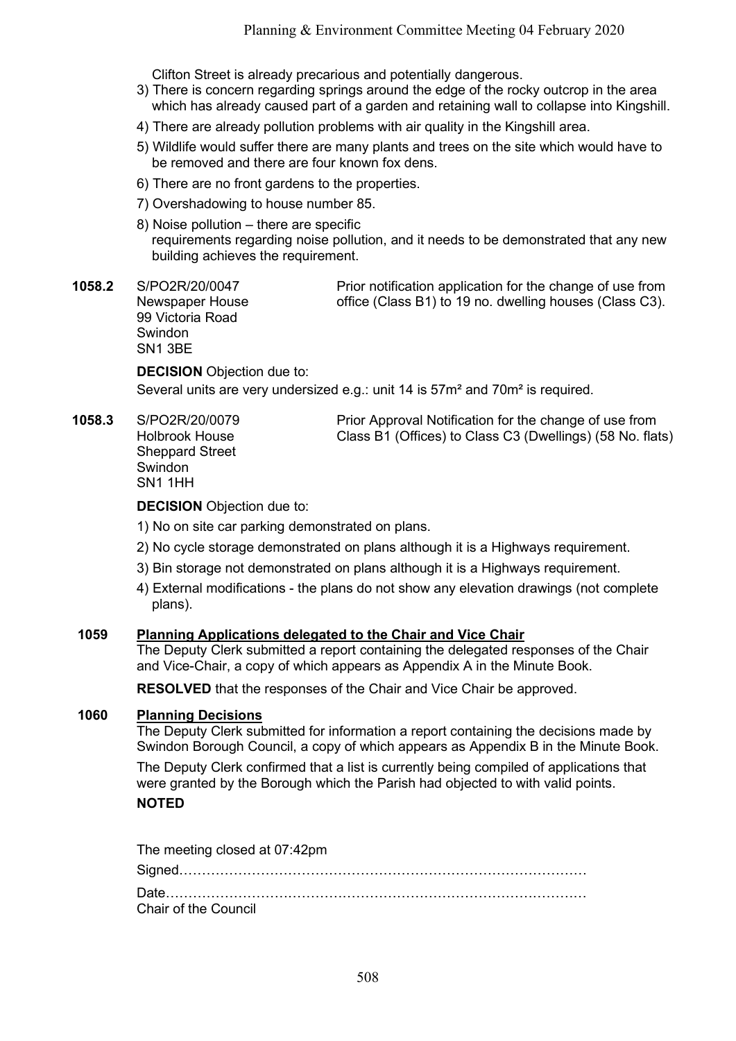Clifton Street is already precarious and potentially dangerous.

3) There is concern regarding springs around the edge of the rocky outcrop in the area which has already caused part of a garden and retaining wall to collapse into Kingshill.
4) There are already pollution problems with air quality in the Kingshill area.
5) Wildlife would suffer there are many plants and trees on the site which would have to be removed and there are four known fox dens.
6) There are no front gardens to the properties.
7) Overshadowing to house number 85.
8) Noise pollution – there are specific requirements regarding noise pollution, and it needs to be demonstrated that any new building achieves the requirement.

**1058.2** S/PO2R/20/0047
Newspaper House
99 Victoria Road
Swindon
SN1 3BE

Prior notification application for the change of use from office (Class B1) to 19 no. dwelling houses (Class C3).

**DECISION** Objection due to:

Several units are very undersized e.g.: unit 14 is 57m² and 70m² is required.

**1058.3** S/PO2R/20/0079
Holbrook House
Sheppard Street
Swindon
SN1 1HH

Prior Approval Notification for the change of use from Class B1 (Offices) to Class C3 (Dwellings) (58 No. flats)

**DECISION** Objection due to:

1) No on site car parking demonstrated on plans.
2) No cycle storage demonstrated on plans although it is a Highways requirement.
3) Bin storage not demonstrated on plans although it is a Highways requirement.
4) External modifications - the plans do not show any elevation drawings (not complete plans).

## 1059 Planning Applications delegated to the Chair and Vice Chair

The Deputy Clerk submitted a report containing the delegated responses of the Chair and Vice-Chair, a copy of which appears as Appendix A in the Minute Book.

**RESOLVED** that the responses of the Chair and Vice Chair be approved.

## 1060 Planning Decisions

The Deputy Clerk submitted for information a report containing the decisions made by Swindon Borough Council, a copy of which appears as Appendix B in the Minute Book.

The Deputy Clerk confirmed that a list is currently being compiled of applications that were granted by the Borough which the Parish had objected to with valid points.

**NOTED**

The meeting closed at 07:42pm

Signed…………………………………………………………………………

Date……………………………………………………………………………

Chair of the Council